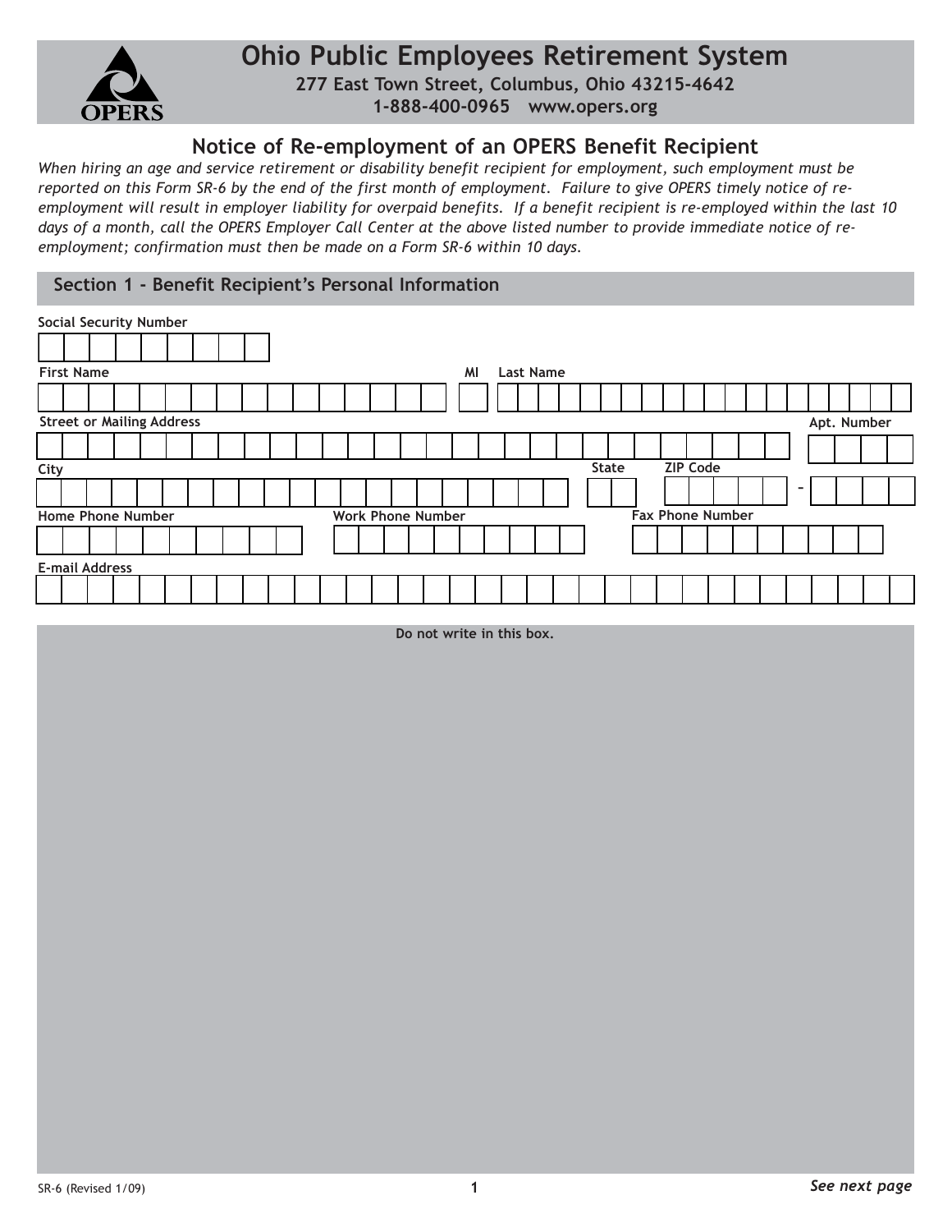# Ohio Public Employees Retirement System

**277 East Town Street, Columbus, Ohio 43215-4642**
**1-888-400-0965 www.opers.org**

## Notice of Re-employment of an OPERS Benefit Recipient

*When hiring an age and service retirement or disability benefit recipient for employment, such employment must be reported on this Form SR-6 by the end of the first month of employment. Failure to give OPERS timely notice of re-employment will result in employer liability for overpaid benefits. If a benefit recipient is re-employed within the last 10 days of a month, call the OPERS Employer Call Center at the above listed number to provide immediate notice of re-employment; confirmation must then be made on a Form SR-6 within 10 days.*

### Section 1 - Benefit Recipient's Personal Information

Social Security Number

First Name | MI | Last Name

Street or Mailing Address | Apt. Number

City | State | ZIP Code -

Home Phone Number | Work Phone Number | Fax Phone Number

E-mail Address

Do not write in this box.

SR-6 (Revised 1/09)

*See next page*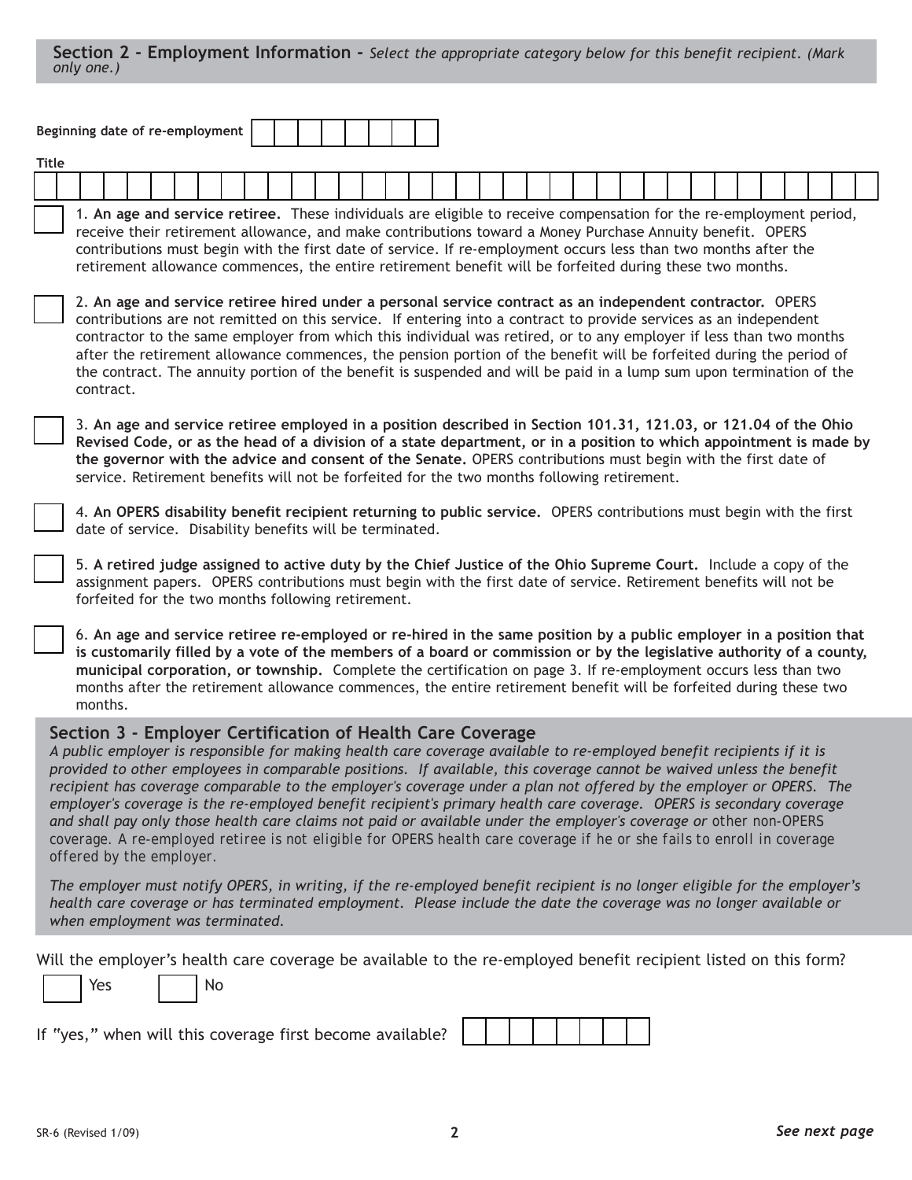## Section 2 - Employment Information - *Select the appropriate category below for this benefit recipient. (Mark only one.)*

**Beginning date of re-employment** ☐☐☐☐☐☐☐☐

**Title**

☐ 1. **An age and service retiree.** These individuals are eligible to receive compensation for the re-employment period, receive their retirement allowance, and make contributions toward a Money Purchase Annuity benefit. OPERS contributions must begin with the first date of service. If re-employment occurs less than two months after the retirement allowance commences, the entire retirement benefit will be forfeited during these two months.

☐ 2. **An age and service retiree hired under a personal service contract as an independent contractor.** OPERS contributions are not remitted on this service. If entering into a contract to provide services as an independent contractor to the same employer from which this individual was retired, or to any employer if less than two months after the retirement allowance commences, the pension portion of the benefit will be forfeited during the period of the contract. The annuity portion of the benefit is suspended and will be paid in a lump sum upon termination of the contract.

☐ 3. **An age and service retiree employed in a position described in Section 101.31, 121.03, or 121.04 of the Ohio Revised Code, or as the head of a division of a state department, or in a position to which appointment is made by the governor with the advice and consent of the Senate.** OPERS contributions must begin with the first date of service. Retirement benefits will not be forfeited for the two months following retirement.

☐ 4. **An OPERS disability benefit recipient returning to public service.** OPERS contributions must begin with the first date of service. Disability benefits will be terminated.

☐ 5. **A retired judge assigned to active duty by the Chief Justice of the Ohio Supreme Court.** Include a copy of the assignment papers. OPERS contributions must begin with the first date of service. Retirement benefits will not be forfeited for the two months following retirement.

☐ 6. **An age and service retiree re-employed or re-hired in the same position by a public employer in a position that is customarily filled by a vote of the members of a board or commission or by the legislative authority of a county, municipal corporation, or township.** Complete the certification on page 3. If re-employment occurs less than two months after the retirement allowance commences, the entire retirement benefit will be forfeited during these two months.

## Section 3 - Employer Certification of Health Care Coverage

*A public employer is responsible for making health care coverage available to re-employed benefit recipients if it is provided to other employees in comparable positions. If available, this coverage cannot be waived unless the benefit recipient has coverage comparable to the employer's coverage under a plan not offered by the employer or OPERS. The employer's coverage is the re-employed benefit recipient's primary health care coverage. OPERS is secondary coverage and shall pay only those health care claims not paid or available under the employer's coverage or other non-OPERS coverage. A re-employed retiree is not eligible for OPERS health care coverage if he or she fails to enroll in coverage offered by the employer.*

*The employer must notify OPERS, in writing, if the re-employed benefit recipient is no longer eligible for the employer's health care coverage or has terminated employment. Please include the date the coverage was no longer available or when employment was terminated.*

Will the employer's health care coverage be available to the re-employed benefit recipient listed on this form?

☐ Yes ☐ No

If "yes," when will this coverage first become available? ☐☐☐☐☐☐☐☐

SR-6 (Revised 1/09)

*See next page*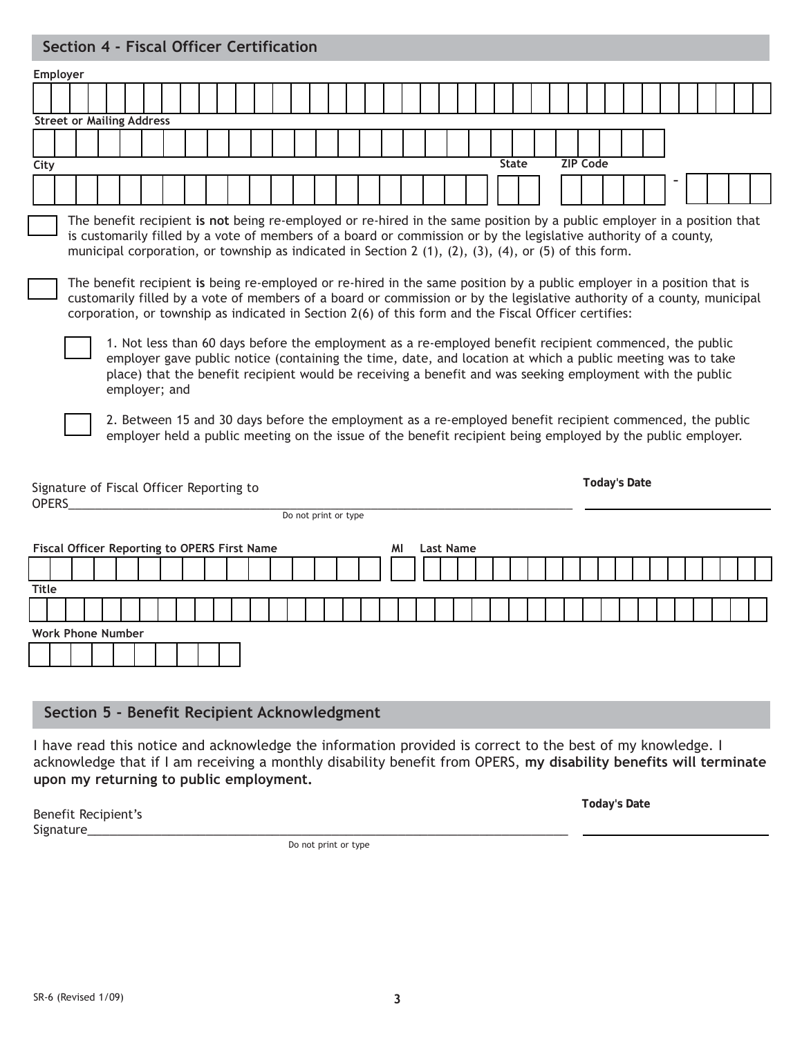## Section 4 - Fiscal Officer Certification

**Employer**

**Street or Mailing Address**

**City** **State** **ZIP Code** -

☐ The benefit recipient **is not** being re-employed or re-hired in the same position by a public employer in a position that is customarily filled by a vote of members of a board or commission or by the legislative authority of a county, municipal corporation, or township as indicated in Section 2 (1), (2), (3), (4), or (5) of this form.

☐ The benefit recipient **is** being re-employed or re-hired in the same position by a public employer in a position that is customarily filled by a vote of members of a board or commission or by the legislative authority of a county, municipal corporation, or township as indicated in Section 2(6) of this form and the Fiscal Officer certifies:

- ☐ 1. Not less than 60 days before the employment as a re-employed benefit recipient commenced, the public employer gave public notice (containing the time, date, and location at which a public meeting was to take place) that the benefit recipient would be receiving a benefit and was seeking employment with the public employer; and

- ☐ 2. Between 15 and 30 days before the employment as a re-employed benefit recipient commenced, the public employer held a public meeting on the issue of the benefit recipient being employed by the public employer.

Signature of Fiscal Officer Reporting to OPERS________________________ **Today's Date** ________________

Do not print or type

**Fiscal Officer Reporting to OPERS First Name** **MI** **Last Name**

**Title**

**Work Phone Number**

## Section 5 - Benefit Recipient Acknowledgment

I have read this notice and acknowledge the information provided is correct to the best of my knowledge. I acknowledge that if I am receiving a monthly disability benefit from OPERS, **my disability benefits will terminate upon my returning to public employment.**

Benefit Recipient's Signature________________________ **Today's Date** ________________

Do not print or type

SR-6 (Revised 1/09)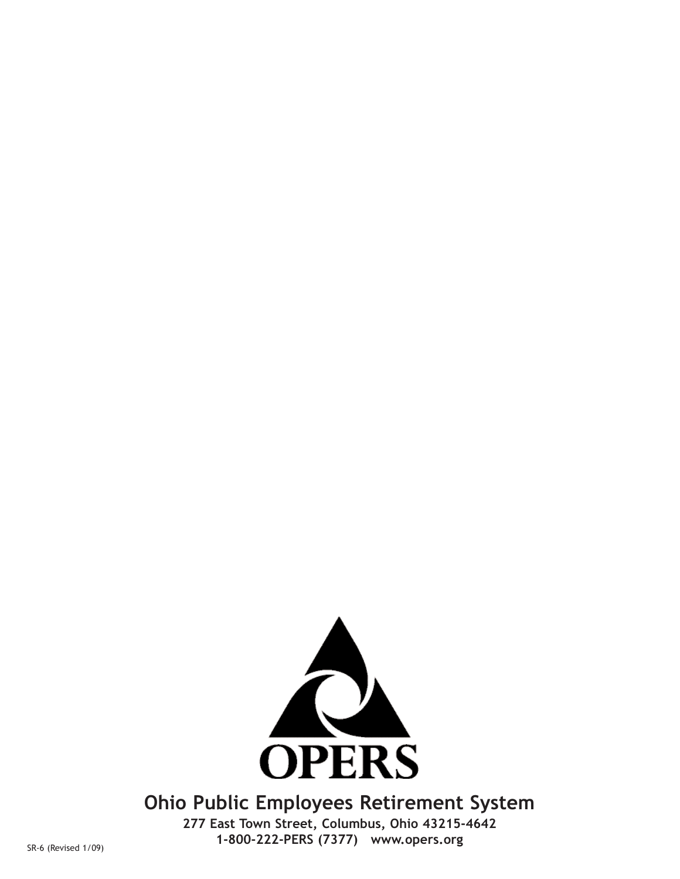OPERS

**Ohio Public Employees Retirement System**

**277 East Town Street, Columbus, Ohio 43215-4642**

**1-800-222-PERS (7377) www.opers.org**

SR-6 (Revised 1/09)